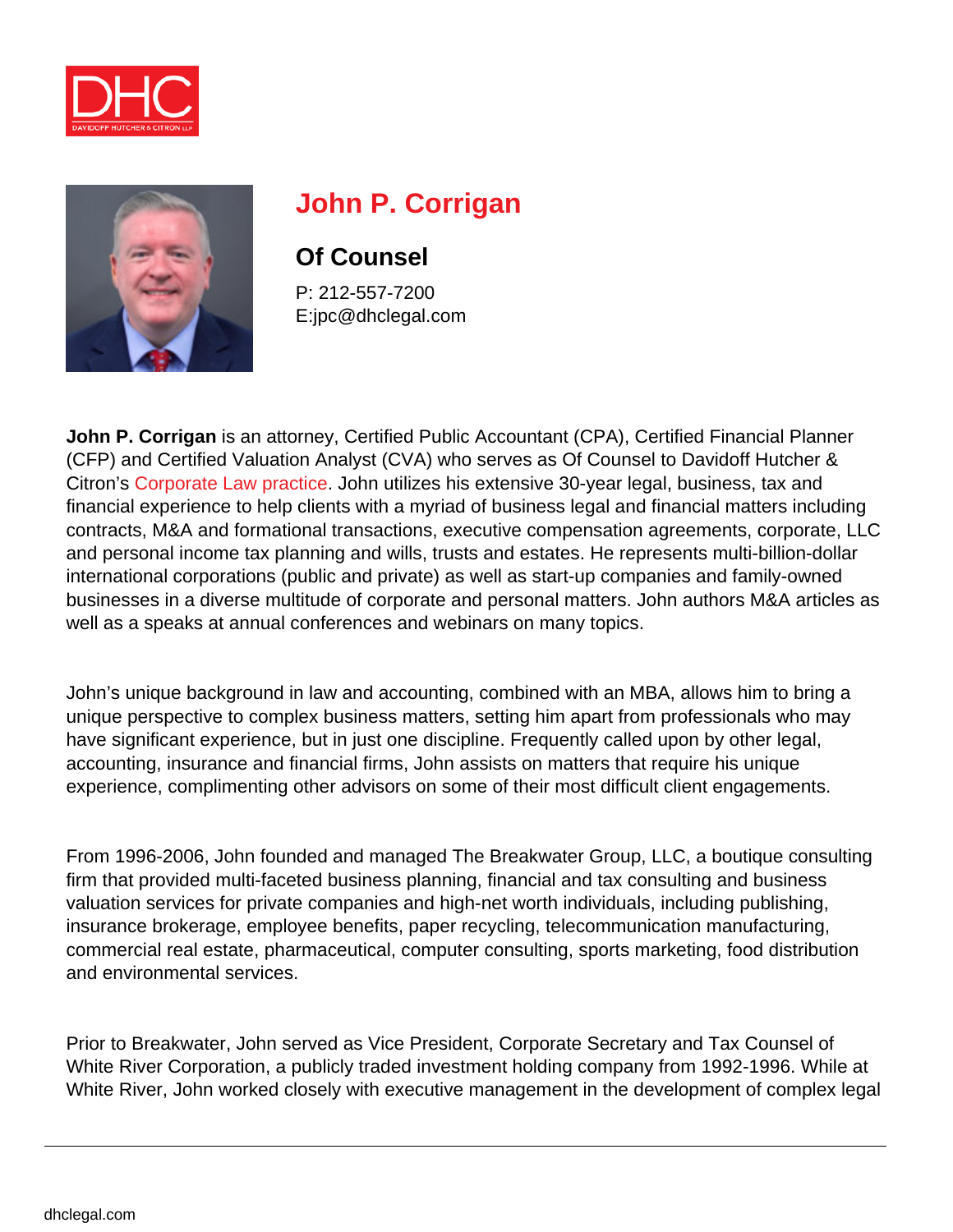# John P. Corrigan

## Of Counsel

P: 212-557-7200
E:jpc@dhclegal.com

**John P. Corrigan** is an attorney, Certified Public Accountant (CPA), Certified Financial Planner (CFP) and Certified Valuation Analyst (CVA) who serves as Of Counsel to Davidoff Hutcher & Citron's Corporate Law practice. John utilizes his extensive 30-year legal, business, tax and financial experience to help clients with a myriad of business legal and financial matters including contracts, M&A and formational transactions, executive compensation agreements, corporate, LLC and personal income tax planning and wills, trusts and estates. He represents multi-billion-dollar international corporations (public and private) as well as start-up companies and family-owned businesses in a diverse multitude of corporate and personal matters. John authors M&A articles as well as a speaks at annual conferences and webinars on many topics.

John's unique background in law and accounting, combined with an MBA, allows him to bring a unique perspective to complex business matters, setting him apart from professionals who may have significant experience, but in just one discipline. Frequently called upon by other legal, accounting, insurance and financial firms, John assists on matters that require his unique experience, complimenting other advisors on some of their most difficult client engagements.

From 1996-2006, John founded and managed The Breakwater Group, LLC, a boutique consulting firm that provided multi-faceted business planning, financial and tax consulting and business valuation services for private companies and high-net worth individuals, including publishing, insurance brokerage, employee benefits, paper recycling, telecommunication manufacturing, commercial real estate, pharmaceutical, computer consulting, sports marketing, food distribution and environmental services.

Prior to Breakwater, John served as Vice President, Corporate Secretary and Tax Counsel of White River Corporation, a publicly traded investment holding company from 1992-1996. While at White River, John worked closely with executive management in the development of complex legal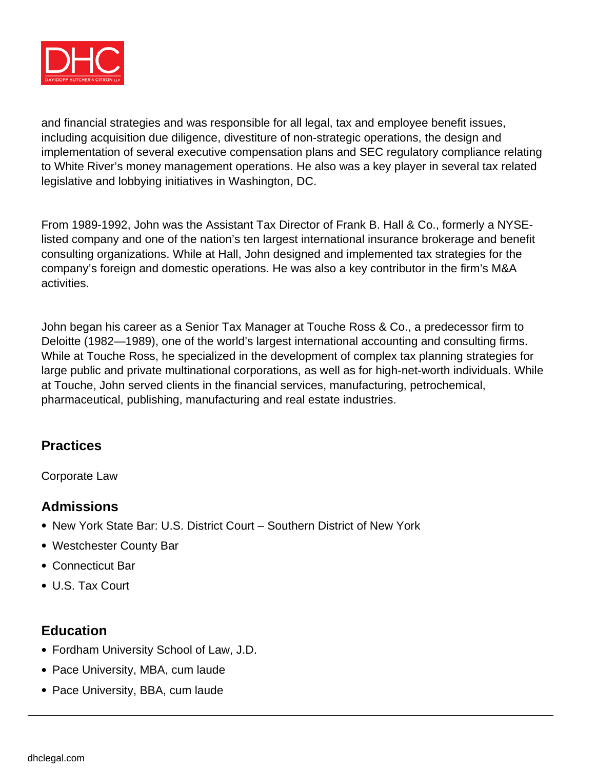and financial strategies and was responsible for all legal, tax and employee benefit issues, including acquisition due diligence, divestiture of non-strategic operations, the design and implementation of several executive compensation plans and SEC regulatory compliance relating to White River's money management operations. He also was a key player in several tax related legislative and lobbying initiatives in Washington, DC.

From 1989-1992, John was the Assistant Tax Director of Frank B. Hall & Co., formerly a NYSE-listed company and one of the nation's ten largest international insurance brokerage and benefit consulting organizations. While at Hall, John designed and implemented tax strategies for the company's foreign and domestic operations. He was also a key contributor in the firm's M&A activities.

John began his career as a Senior Tax Manager at Touche Ross & Co., a predecessor firm to Deloitte (1982—1989), one of the world's largest international accounting and consulting firms. While at Touche Ross, he specialized in the development of complex tax planning strategies for large public and private multinational corporations, as well as for high-net-worth individuals. While at Touche, John served clients in the financial services, manufacturing, petrochemical, pharmaceutical, publishing, manufacturing and real estate industries.

## Practices

Corporate Law

## Admissions

- New York State Bar: U.S. District Court – Southern District of New York
- Westchester County Bar
- Connecticut Bar
- U.S. Tax Court

## Education

- Fordham University School of Law, J.D.
- Pace University, MBA, cum laude
- Pace University, BBA, cum laude